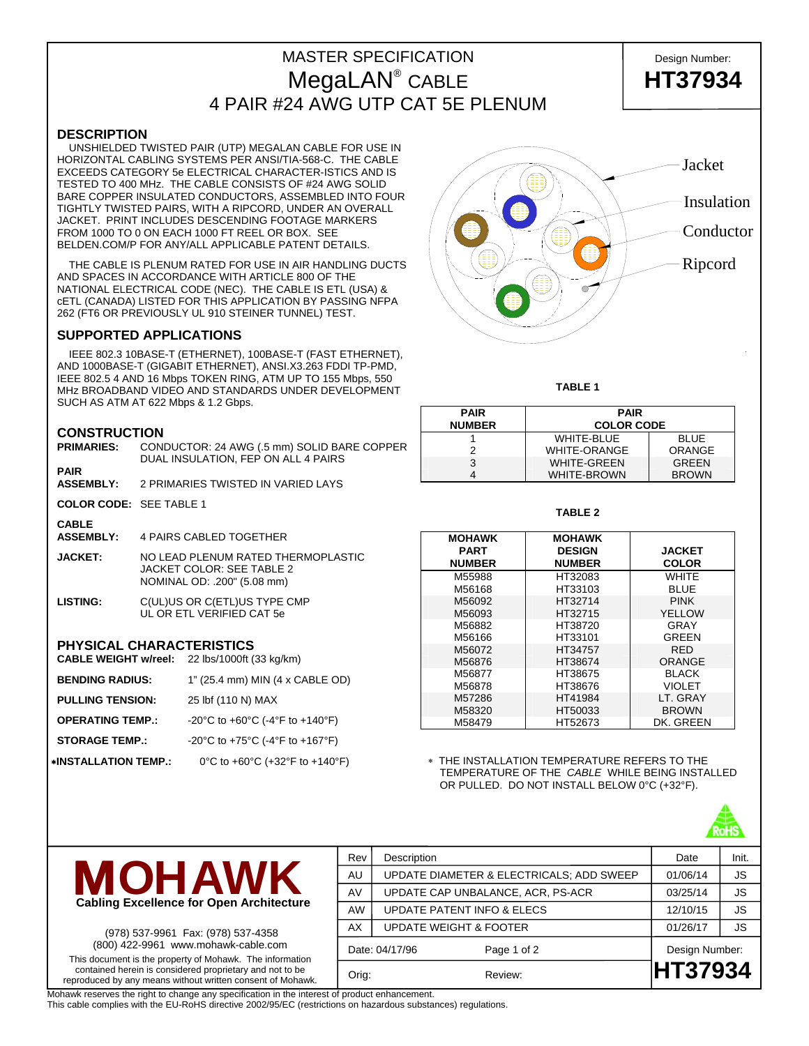# MASTER SPECIFICATION
# MegaLAN® CABLE
# 4 PAIR #24 AWG UTP CAT 5E PLENUM

Design Number: **HT37934**

## DESCRIPTION

UNSHIELDED TWISTED PAIR (UTP) MEGALAN CABLE FOR USE IN HORIZONTAL CABLING SYSTEMS PER ANSI/TIA-568-C. THE CABLE EXCEEDS CATEGORY 5e ELECTRICAL CHARACTER-ISTICS AND IS TESTED TO 400 MHz. THE CABLE CONSISTS OF #24 AWG SOLID BARE COPPER INSULATED CONDUCTORS, ASSEMBLED INTO FOUR TIGHTLY TWISTED PAIRS, WITH A RIPCORD, UNDER AN OVERALL JACKET. PRINT INCLUDES DESCENDING FOOTAGE MARKERS FROM 1000 TO 0 ON EACH 1000 FT REEL OR BOX. SEE BELDEN.COM/P FOR ANY/ALL APPLICABLE PATENT DETAILS.

THE CABLE IS PLENUM RATED FOR USE IN AIR HANDLING DUCTS AND SPACES IN ACCORDANCE WITH ARTICLE 800 OF THE NATIONAL ELECTRICAL CODE (NEC). THE CABLE IS ETL (USA) & cETL (CANADA) LISTED FOR THIS APPLICATION BY PASSING NFPA 262 (FT6 OR PREVIOUSLY UL 910 STEINER TUNNEL) TEST.

Jacket
Insulation
Conductor
Ripcord

## SUPPORTED APPLICATIONS

IEEE 802.3 10BASE-T (ETHERNET), 100BASE-T (FAST ETHERNET), AND 1000BASE-T (GIGABIT ETHERNET), ANSI.X3.263 FDDI TP-PMD, IEEE 802.5 4 AND 16 Mbps TOKEN RING, ATM UP TO 155 Mbps, 550 MHz BROADBAND VIDEO AND STANDARDS UNDER DEVELOPMENT SUCH AS ATM AT 622 Mbps & 1.2 Gbps.

## CONSTRUCTION

**PRIMARIES:** CONDUCTOR: 24 AWG (.5 mm) SOLID BARE COPPER DUAL INSULATION, FEP ON ALL 4 PAIRS

**PAIR ASSEMBLY:** 2 PRIMARIES TWISTED IN VARIED LAYS

**COLOR CODE:** SEE TABLE 1

**CABLE ASSEMBLY:** 4 PAIRS CABLED TOGETHER

**JACKET:** NO LEAD PLENUM RATED THERMOPLASTIC JACKET COLOR: SEE TABLE 2 NOMINAL OD: .200" (5.08 mm)

**LISTING:** C(UL)US OR C(ETL)US TYPE CMP UL OR ETL VERIFIED CAT 5e

**TABLE 1**

| PAIR NUMBER | PAIR COLOR CODE | |
|---|---|---|
| 1 | WHITE-BLUE | BLUE |
| 2 | WHITE-ORANGE | ORANGE |
| 3 | WHITE-GREEN | GREEN |
| 4 | WHITE-BROWN | BROWN |

**TABLE 2**

| MOHAWK PART NUMBER | MOHAWK DESIGN NUMBER | JACKET COLOR |
|---|---|---|
| M55988 | HT32083 | WHITE |
| M56168 | HT33103 | BLUE |
| M56092 | HT32714 | PINK |
| M56093 | HT32715 | YELLOW |
| M56882 | HT38720 | GRAY |
| M56166 | HT33101 | GREEN |
| M56072 | HT34757 | RED |
| M56876 | HT38674 | ORANGE |
| M56877 | HT38675 | BLACK |
| M56878 | HT38676 | VIOLET |
| M57286 | HT41984 | LT. GRAY |
| M58320 | HT50033 | BROWN |
| M58479 | HT52673 | DK. GREEN |

## PHYSICAL CHARACTERISTICS

**CABLE WEIGHT w/reel:** 22 lbs/1000ft (33 kg/km)

**BENDING RADIUS:** 1" (25.4 mm) MIN (4 x CABLE OD)

**PULLING TENSION:** 25 lbf (110 N) MAX

**OPERATING TEMP.:** -20°C to +60°C (-4°F to +140°F)

**STORAGE TEMP.:** -20°C to +75°C (-4°F to +167°F)

**∗INSTALLATION TEMP.:** 0°C to +60°C (+32°F to +140°F)

∗ THE INSTALLATION TEMPERATURE REFERS TO THE TEMPERATURE OF THE *CABLE* WHILE BEING INSTALLED OR PULLED. DO NOT INSTALL BELOW 0°C (+32°F).

RoHS

**MOHAWK**
**Cabling Excellence for Open Architecture**

(978) 537-9961 Fax: (978) 537-4358
(800) 422-9961 www.mohawk-cable.com

This document is the property of Mohawk. The information contained herein is considered proprietary and not to be reproduced by any means without written consent of Mohawk.

| Rev | Description | Date | Init. |
|---|---|---|---|
| AU | UPDATE DIAMETER & ELECTRICALS; ADD SWEEP | 01/06/14 | JS |
| AV | UPDATE CAP UNBALANCE, ACR, PS-ACR | 03/25/14 | JS |
| AW | UPDATE PATENT INFO & ELECS | 12/10/15 | JS |
| AX | UPDATE WEIGHT & FOOTER | 01/26/17 | JS |

Date: 04/17/96 Page 1 of 2 Design Number:

Orig: Review: **HT37934**

Mohawk reserves the right to change any specification in the interest of product enhancement.
This cable complies with the EU-RoHS directive 2002/95/EC (restrictions on hazardous substances) regulations.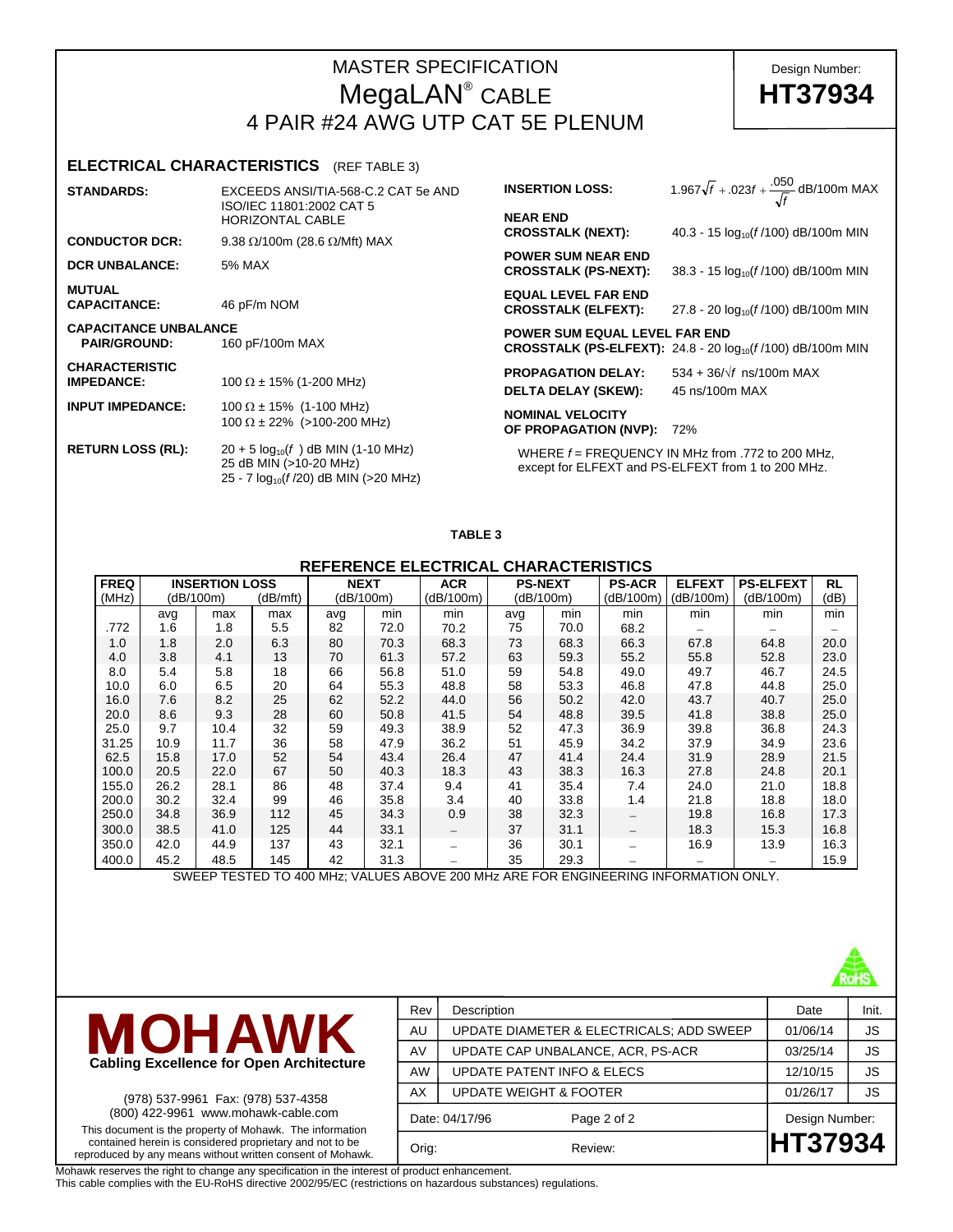# MASTER SPECIFICATION
## MegaLAN® CABLE
## 4 PAIR #24 AWG UTP CAT 5E PLENUM

Design Number: **HT37934**

### ELECTRICAL CHARACTERISTICS (REF TABLE 3)

**STANDARDS:** EXCEEDS ANSI/TIA-568-C.2 CAT 5e AND ISO/IEC 11801:2002 CAT 5 HORIZONTAL CABLE

**CONDUCTOR DCR:** 9.38 Ω/100m (28.6 Ω/Mft) MAX

**DCR UNBALANCE:** 5% MAX

**MUTUAL CAPACITANCE:** 46 pF/m NOM

**CAPACITANCE UNBALANCE PAIR/GROUND:** 160 pF/100m MAX

**CHARACTERISTIC IMPEDANCE:** 100 Ω ± 15% (1-200 MHz)

**INPUT IMPEDANCE:** 100 Ω ± 15% (1-100 MHz)
100 Ω ± 22% (>100-200 MHz)

**RETURN LOSS (RL):** $20 + 5\log_{10}(f)$ dB MIN (1-10 MHz)
25 dB MIN (>10-20 MHz)
$25 - 7\log_{10}(f/20)$ dB MIN (>20 MHz)

**INSERTION LOSS:** $1.967\sqrt{f} + .023f + \frac{.050}{\sqrt{f}}$ dB/100m MAX

**NEAR END CROSSTALK (NEXT):** $40.3 - 15\log_{10}(f/100)$ dB/100m MIN

**POWER SUM NEAR END CROSSTALK (PS-NEXT):** $38.3 - 15\log_{10}(f/100)$ dB/100m MIN

**EQUAL LEVEL FAR END CROSSTALK (ELFEXT):** $27.8 - 20\log_{10}(f/100)$ dB/100m MIN

**POWER SUM EQUAL LEVEL FAR END CROSSTALK (PS-ELFEXT):** $24.8 - 20\log_{10}(f/100)$ dB/100m MIN

**PROPAGATION DELAY:** $534 + 36/\sqrt{f}$ ns/100m MAX

**DELTA DELAY (SKEW):** 45 ns/100m MAX

**NOMINAL VELOCITY OF PROPAGATION (NVP):** 72%

WHERE $f$ = FREQUENCY IN MHz from .772 to 200 MHz, except for ELFEXT and PS-ELFEXT from 1 to 200 MHz.

**TABLE 3**

**REFERENCE ELECTRICAL CHARACTERISTICS**

| FREQ (MHz) | INSERTION LOSS (dB/100m) | | (dB/mft) | NEXT (dB/100m) | | ACR (dB/100m) | PS-NEXT (dB/100m) | | PS-ACR (dB/100m) | ELFEXT (dB/100m) | PS-ELFEXT (dB/100m) | RL (dB) |
|---|---|---|---|---|---|---|---|---|---|---|---|---|
| | avg | max | max | avg | min | min | avg | min | min | min | min | min |
| .772 | 1.6 | 1.8 | 5.5 | 82 | 72.0 | 70.2 | 75 | 70.0 | 68.2 | – | – | – |
| 1.0 | 1.8 | 2.0 | 6.3 | 80 | 70.3 | 68.3 | 73 | 68.3 | 66.3 | 67.8 | 64.8 | 20.0 |
| 4.0 | 3.8 | 4.1 | 13 | 70 | 61.3 | 57.2 | 63 | 59.3 | 55.2 | 55.8 | 52.8 | 23.0 |
| 8.0 | 5.4 | 5.8 | 18 | 66 | 56.8 | 51.0 | 59 | 54.8 | 49.0 | 49.7 | 46.7 | 24.5 |
| 10.0 | 6.0 | 6.5 | 20 | 64 | 55.3 | 48.8 | 58 | 53.3 | 46.8 | 47.8 | 44.8 | 25.0 |
| 16.0 | 7.6 | 8.2 | 25 | 62 | 52.2 | 44.0 | 56 | 50.2 | 42.0 | 43.7 | 40.7 | 25.0 |
| 20.0 | 8.6 | 9.3 | 28 | 60 | 50.8 | 41.5 | 54 | 48.8 | 39.5 | 41.8 | 38.8 | 25.0 |
| 25.0 | 9.7 | 10.4 | 32 | 59 | 49.3 | 38.9 | 52 | 47.3 | 36.9 | 39.8 | 36.8 | 24.3 |
| 31.25 | 10.9 | 11.7 | 36 | 58 | 47.9 | 36.2 | 51 | 45.9 | 34.2 | 37.9 | 34.9 | 23.6 |
| 62.5 | 15.8 | 17.0 | 52 | 54 | 43.4 | 26.4 | 47 | 41.4 | 24.4 | 31.9 | 28.9 | 21.5 |
| 100.0 | 20.5 | 22.0 | 67 | 50 | 40.3 | 18.3 | 43 | 38.3 | 16.3 | 27.8 | 24.8 | 20.1 |
| 155.0 | 26.2 | 28.1 | 86 | 48 | 37.4 | 9.4 | 41 | 35.4 | 7.4 | 24.0 | 21.0 | 18.8 |
| 200.0 | 30.2 | 32.4 | 99 | 46 | 35.8 | 3.4 | 40 | 33.8 | 1.4 | 21.8 | 18.8 | 18.0 |
| 250.0 | 34.8 | 36.9 | 112 | 45 | 34.3 | 0.9 | 38 | 32.3 | – | 19.8 | 16.8 | 17.3 |
| 300.0 | 38.5 | 41.0 | 125 | 44 | 33.1 | – | 37 | 31.1 | – | 18.3 | 15.3 | 16.8 |
| 350.0 | 42.0 | 44.9 | 137 | 43 | 32.1 | – | 36 | 30.1 | – | 16.9 | 13.9 | 16.3 |
| 400.0 | 45.2 | 48.5 | 145 | 42 | 31.3 | – | 35 | 29.3 | – | – | – | 15.9 |

SWEEP TESTED TO 400 MHz; VALUES ABOVE 200 MHz ARE FOR ENGINEERING INFORMATION ONLY.

**MOHAWK**
**Cabling Excellence for Open Architecture**

(978) 537-9961 Fax: (978) 537-4358
(800) 422-9961 www.mohawk-cable.com

This document is the property of Mohawk. The information contained herein is considered proprietary and not to be reproduced by any means without written consent of Mohawk.

| Rev | Description | Date | Init. |
|---|---|---|---|
| AU | UPDATE DIAMETER & ELECTRICALS; ADD SWEEP | 01/06/14 | JS |
| AV | UPDATE CAP UNBALANCE, ACR, PS-ACR | 03/25/14 | JS |
| AW | UPDATE PATENT INFO & ELECS | 12/10/15 | JS |
| AX | UPDATE WEIGHT & FOOTER | 01/26/17 | JS |

Date: 04/17/96

Orig: Review:

Design Number: **HT37934**

Mohawk reserves the right to change any specification in the interest of product enhancement.
This cable complies with the EU-RoHS directive 2002/95/EC (restrictions on hazardous substances) regulations.